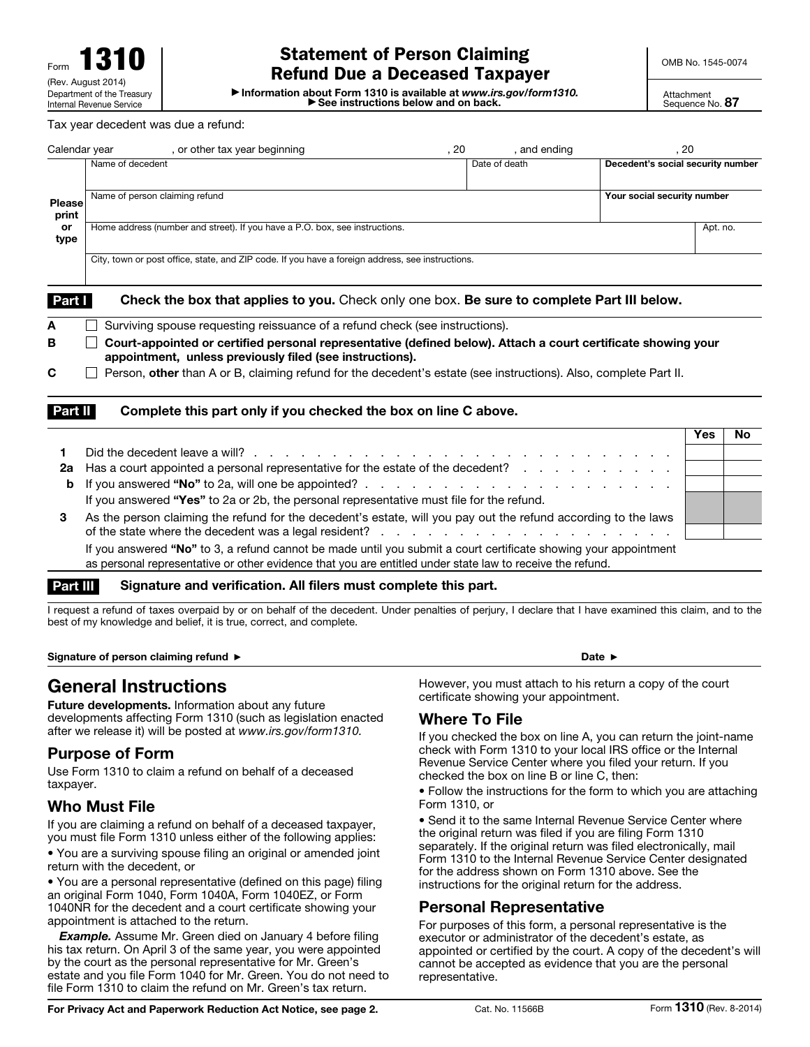Form **1310**
(Rev. August 2014)
Department of the Treasury
Internal Revenue Service

# Statement of Person Claiming Refund Due a Deceased Taxpayer

▶ Information about Form 1310 is available at *www.irs.gov/form1310.*
▶ See instructions below and on back.

OMB No. 1545-0074

Attachment Sequence No. **87**

Tax year decedent was due a refund:

Calendar year ________ , or other tax year beginning ________ , 20 ____ , and ending ________ , 20 ____

| Please print or type | | | |
|---|---|---|---|
| | Name of decedent | Date of death | **Decedent's social security number** |
| | Name of person claiming refund | | **Your social security number** |
| | Home address (number and street). If you have a P.O. box, see instructions. | | Apt. no. |
| | City, town or post office, state, and ZIP code. If you have a foreign address, see instructions. | | |

**Part I** **Check the box that applies to you.** Check only one box. **Be sure to complete Part III below.**

**A** ☐ Surviving spouse requesting reissuance of a refund check (see instructions).

**B** ☐ **Court-appointed or certified personal representative (defined below). Attach a court certificate showing your appointment, unless previously filed (see instructions).**

**C** ☐ Person, **other** than A or B, claiming refund for the decedent's estate (see instructions). Also, complete Part II.

**Part II** **Complete this part only if you checked the box on line C above.**

| | | Yes | No |
|---|---|---|---|
| **1** | Did the decedent leave a will? | | |
| **2a** | Has a court appointed a personal representative for the estate of the decedent? | | |
| **b** | If you answered **"No"** to 2a, will one be appointed? | | |
| | If you answered **"Yes"** to 2a or 2b, the personal representative must file for the refund. | | |
| **3** | As the person claiming the refund for the decedent's estate, will you pay out the refund according to the laws of the state where the decedent was a legal resident? | | |
| | If you answered **"No"** to 3, a refund cannot be made until you submit a court certificate showing your appointment as personal representative or other evidence that you are entitled under state law to receive the refund. | | |

**Part III** **Signature and verification. All filers must complete this part.**

I request a refund of taxes overpaid by or on behalf of the decedent. Under penalties of perjury, I declare that I have examined this claim, and to the best of my knowledge and belief, it is true, correct, and complete.

**Signature of person claiming refund ▶** **Date ▶**

## General Instructions

**Future developments.** Information about any future developments affecting Form 1310 (such as legislation enacted after we release it) will be posted at *www.irs.gov/form1310.*

## Purpose of Form

Use Form 1310 to claim a refund on behalf of a deceased taxpayer.

## Who Must File

If you are claiming a refund on behalf of a deceased taxpayer, you must file Form 1310 unless either of the following applies:

- You are a surviving spouse filing an original or amended joint return with the decedent, or
- You are a personal representative (defined on this page) filing an original Form 1040, Form 1040A, Form 1040EZ, or Form 1040NR for the decedent and a court certificate showing your appointment is attached to the return.

***Example.*** Assume Mr. Green died on January 4 before filing his tax return. On April 3 of the same year, you were appointed by the court as the personal representative for Mr. Green's estate and you file Form 1040 for Mr. Green. You do not need to file Form 1310 to claim the refund on Mr. Green's tax return. However, you must attach to his return a copy of the court certificate showing your appointment.

## Where To File

If you checked the box on line A, you can return the joint-name check with Form 1310 to your local IRS office or the Internal Revenue Service Center where you filed your return. If you checked the box on line B or line C, then:

- Follow the instructions for the form to which you are attaching Form 1310, or
- Send it to the same Internal Revenue Service Center where the original return was filed if you are filing Form 1310 separately. If the original return was filed electronically, mail Form 1310 to the Internal Revenue Service Center designated for the address shown on Form 1310 above. See the instructions for the original return for the address.

## Personal Representative

For purposes of this form, a personal representative is the executor or administrator of the decedent's estate, as appointed or certified by the court. A copy of the decedent's will cannot be accepted as evidence that you are the personal representative.

**For Privacy Act and Paperwork Reduction Act Notice, see page 2.** Cat. No. 11566B Form **1310** (Rev. 8-2014)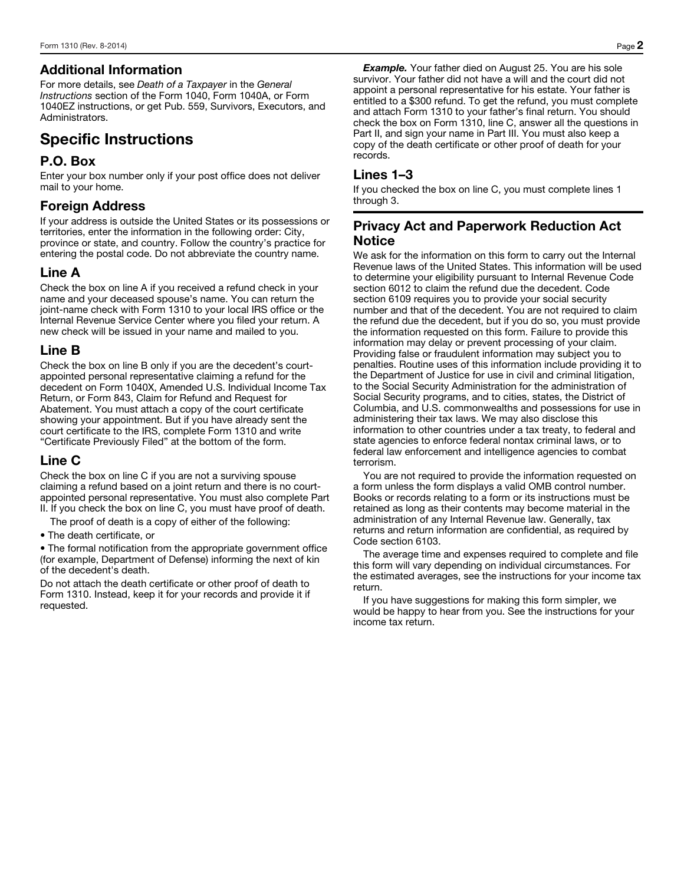## Additional Information

For more details, see *Death of a Taxpayer* in the *General Instructions* section of the Form 1040, Form 1040A, or Form 1040EZ instructions, or get Pub. 559, Survivors, Executors, and Administrators.

# Specific Instructions

## P.O. Box

Enter your box number only if your post office does not deliver mail to your home.

## Foreign Address

If your address is outside the United States or its possessions or territories, enter the information in the following order: City, province or state, and country. Follow the country's practice for entering the postal code. Do not abbreviate the country name.

## Line A

Check the box on line A if you received a refund check in your name and your deceased spouse's name. You can return the joint-name check with Form 1310 to your local IRS office or the Internal Revenue Service Center where you filed your return. A new check will be issued in your name and mailed to you.

## Line B

Check the box on line B only if you are the decedent's court-appointed personal representative claiming a refund for the decedent on Form 1040X, Amended U.S. Individual Income Tax Return, or Form 843, Claim for Refund and Request for Abatement. You must attach a copy of the court certificate showing your appointment. But if you have already sent the court certificate to the IRS, complete Form 1310 and write "Certificate Previously Filed" at the bottom of the form.

## Line C

Check the box on line C if you are not a surviving spouse claiming a refund based on a joint return and there is no court-appointed personal representative. You must also complete Part II. If you check the box on line C, you must have proof of death.

The proof of death is a copy of either of the following:

- The death certificate, or
- The formal notification from the appropriate government office (for example, Department of Defense) informing the next of kin of the decedent's death.

Do not attach the death certificate or other proof of death to Form 1310. Instead, keep it for your records and provide it if requested.

***Example.*** Your father died on August 25. You are his sole survivor. Your father did not have a will and the court did not appoint a personal representative for his estate. Your father is entitled to a $300 refund. To get the refund, you must complete and attach Form 1310 to your father's final return. You should check the box on Form 1310, line C, answer all the questions in Part II, and sign your name in Part III. You must also keep a copy of the death certificate or other proof of death for your records.

## Lines 1–3

If you checked the box on line C, you must complete lines 1 through 3.

## Privacy Act and Paperwork Reduction Act Notice

We ask for the information on this form to carry out the Internal Revenue laws of the United States. This information will be used to determine your eligibility pursuant to Internal Revenue Code section 6012 to claim the refund due the decedent. Code section 6109 requires you to provide your social security number and that of the decedent. You are not required to claim the refund due the decedent, but if you do so, you must provide the information requested on this form. Failure to provide this information may delay or prevent processing of your claim. Providing false or fraudulent information may subject you to penalties. Routine uses of this information include providing it to the Department of Justice for use in civil and criminal litigation, to the Social Security Administration for the administration of Social Security programs, and to cities, states, the District of Columbia, and U.S. commonwealths and possessions for use in administering their tax laws. We may also disclose this information to other countries under a tax treaty, to federal and state agencies to enforce federal nontax criminal laws, or to federal law enforcement and intelligence agencies to combat terrorism.

You are not required to provide the information requested on a form unless the form displays a valid OMB control number. Books or records relating to a form or its instructions must be retained as long as their contents may become material in the administration of any Internal Revenue law. Generally, tax returns and return information are confidential, as required by Code section 6103.

The average time and expenses required to complete and file this form will vary depending on individual circumstances. For the estimated averages, see the instructions for your income tax return.

If you have suggestions for making this form simpler, we would be happy to hear from you. See the instructions for your income tax return.